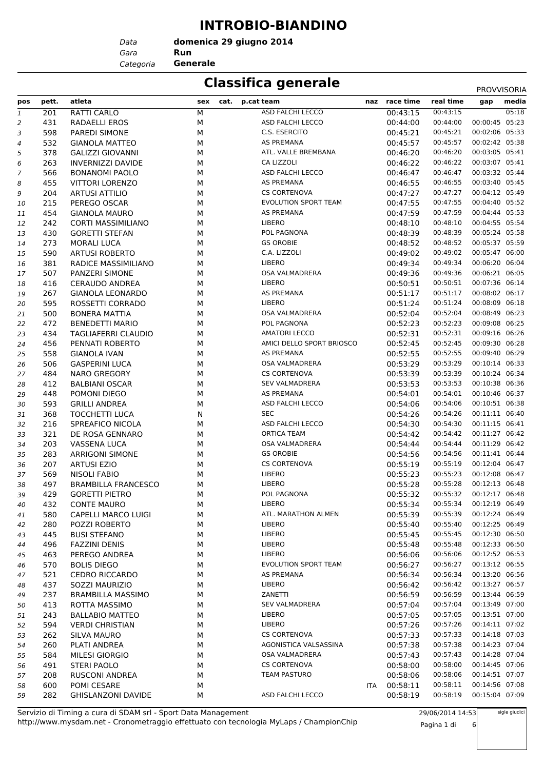# INTROBIO-BIANDINO

*Data* **domenica 29 giugno 2014**
*Gara* **Run**
*Categoria* **Generale**

## Classifica generale

PROVVISORIA

| pos | pett. | atleta | sex | cat. | p.cat | team | naz | race time | real time | gap | media |
|---|---|---|---|---|---|---|---|---|---|---|---|
| 1 | 201 | RATTI CARLO | M | | | ASD FALCHI LECCO | | 00:43:15 | 00:43:15 | | 05:18 |
| 2 | 431 | RADAELLI EROS | M | | | ASD FALCHI LECCO | | 00:44:00 | 00:44:00 | 00:00:45 | 05:23 |
| 3 | 598 | PAREDI SIMONE | M | | | C.S. ESERCITO | | 00:45:21 | 00:45:21 | 00:02:06 | 05:33 |
| 4 | 532 | GIANOLA MATTEO | M | | | AS PREMANA | | 00:45:57 | 00:45:57 | 00:02:42 | 05:38 |
| 5 | 378 | GALIZZI GIOVANNI | M | | | ATL. VALLE BREMBANA | | 00:46:20 | 00:46:20 | 00:03:05 | 05:41 |
| 6 | 263 | INVERNIZZI DAVIDE | M | | | CA LIZZOLI | | 00:46:22 | 00:46:22 | 00:03:07 | 05:41 |
| 7 | 566 | BONANOMI PAOLO | M | | | ASD FALCHI LECCO | | 00:46:47 | 00:46:47 | 00:03:32 | 05:44 |
| 8 | 455 | VITTORI LORENZO | M | | | AS PREMANA | | 00:46:55 | 00:46:55 | 00:03:40 | 05:45 |
| 9 | 204 | ARTUSI ATTILIO | M | | | CS CORTENOVA | | 00:47:27 | 00:47:27 | 00:04:12 | 05:49 |
| 10 | 215 | PEREGO OSCAR | M | | | EVOLUTION SPORT TEAM | | 00:47:55 | 00:47:55 | 00:04:40 | 05:52 |
| 11 | 454 | GIANOLA MAURO | M | | | AS PREMANA | | 00:47:59 | 00:47:59 | 00:04:44 | 05:53 |
| 12 | 242 | CORTI MASSIMILIANO | M | | | LIBERO | | 00:48:10 | 00:48:10 | 00:04:55 | 05:54 |
| 13 | 430 | GORETTI STEFAN | M | | | POL PAGNONA | | 00:48:39 | 00:48:39 | 00:05:24 | 05:58 |
| 14 | 273 | MORALI LUCA | M | | | GS OROBIE | | 00:48:52 | 00:48:52 | 00:05:37 | 05:59 |
| 15 | 590 | ARTUSI ROBERTO | M | | | C.A. LIZZOLI | | 00:49:02 | 00:49:02 | 00:05:47 | 06:00 |
| 16 | 381 | RADICE MASSIMILIANO | M | | | LIBERO | | 00:49:34 | 00:49:34 | 00:06:20 | 06:04 |
| 17 | 507 | PANZERI SIMONE | M | | | OSA VALMADRERA | | 00:49:36 | 00:49:36 | 00:06:21 | 06:05 |
| 18 | 416 | CERAUDO ANDREA | M | | | LIBERO | | 00:50:51 | 00:50:51 | 00:07:36 | 06:14 |
| 19 | 267 | GIANOLA LEONARDO | M | | | AS PREMANA | | 00:51:17 | 00:51:17 | 00:08:02 | 06:17 |
| 20 | 595 | ROSSETTI CORRADO | M | | | LIBERO | | 00:51:24 | 00:51:24 | 00:08:09 | 06:18 |
| 21 | 500 | BONERA MATTIA | M | | | OSA VALMADRERA | | 00:52:04 | 00:52:04 | 00:08:49 | 06:23 |
| 22 | 472 | BENEDETTI MARIO | M | | | POL PAGNONA | | 00:52:23 | 00:52:23 | 00:09:08 | 06:25 |
| 23 | 434 | TAGLIAFERRI CLAUDIO | M | | | AMATORI LECCO | | 00:52:31 | 00:52:31 | 00:09:16 | 06:26 |
| 24 | 456 | PENNATI ROBERTO | M | | | AMICI DELLO SPORT BRIOSCO | | 00:52:45 | 00:52:45 | 00:09:30 | 06:28 |
| 25 | 558 | GIANOLA IVAN | M | | | AS PREMANA | | 00:52:55 | 00:52:55 | 00:09:40 | 06:29 |
| 26 | 506 | GASPERINI LUCA | M | | | OSA VALMADRERA | | 00:53:29 | 00:53:29 | 00:10:14 | 06:33 |
| 27 | 484 | NARO GREGORY | M | | | CS CORTENOVA | | 00:53:39 | 00:53:39 | 00:10:24 | 06:34 |
| 28 | 412 | BALBIANI OSCAR | M | | | SEV VALMADRERA | | 00:53:53 | 00:53:53 | 00:10:38 | 06:36 |
| 29 | 448 | POMONI DIEGO | M | | | AS PREMANA | | 00:54:01 | 00:54:01 | 00:10:46 | 06:37 |
| 30 | 593 | GRILLI ANDREA | M | | | ASD FALCHI LECCO | | 00:54:06 | 00:54:06 | 00:10:51 | 06:38 |
| 31 | 368 | TOCCHETTI LUCA | N | | | SEC | | 00:54:26 | 00:54:26 | 00:11:11 | 06:40 |
| 32 | 216 | SPREAFICO NICOLA | M | | | ASD FALCHI LECCO | | 00:54:30 | 00:54:30 | 00:11:15 | 06:41 |
| 33 | 321 | DE ROSA GENNARO | M | | | ORTICA TEAM | | 00:54:42 | 00:54:42 | 00:11:27 | 06:42 |
| 34 | 203 | VASSENA LUCA | M | | | OSA VALMADRERA | | 00:54:44 | 00:54:44 | 00:11:29 | 06:42 |
| 35 | 283 | ARRIGONI SIMONE | M | | | GS OROBIE | | 00:54:56 | 00:54:56 | 00:11:41 | 06:44 |
| 36 | 207 | ARTUSI EZIO | M | | | CS CORTENOVA | | 00:55:19 | 00:55:19 | 00:12:04 | 06:47 |
| 37 | 569 | NISOLI FABIO | M | | | LIBERO | | 00:55:23 | 00:55:23 | 00:12:08 | 06:47 |
| 38 | 497 | BRAMBILLA FRANCESCO | M | | | LIBERO | | 00:55:28 | 00:55:28 | 00:12:13 | 06:48 |
| 39 | 429 | GORETTI PIETRO | M | | | POL PAGNONA | | 00:55:32 | 00:55:32 | 00:12:17 | 06:48 |
| 40 | 432 | CONTE MAURO | M | | | LIBERO | | 00:55:34 | 00:55:34 | 00:12:19 | 06:49 |
| 41 | 580 | CAPELLI MARCO LUIGI | M | | | ATL. MARATHON ALMEN | | 00:55:39 | 00:55:39 | 00:12:24 | 06:49 |
| 42 | 280 | POZZI ROBERTO | M | | | LIBERO | | 00:55:40 | 00:55:40 | 00:12:25 | 06:49 |
| 43 | 445 | BUSI STEFANO | M | | | LIBERO | | 00:55:45 | 00:55:45 | 00:12:30 | 06:50 |
| 44 | 496 | FAZZINI DENIS | M | | | LIBERO | | 00:55:48 | 00:55:48 | 00:12:33 | 06:50 |
| 45 | 463 | PEREGO ANDREA | M | | | LIBERO | | 00:56:06 | 00:56:06 | 00:12:52 | 06:53 |
| 46 | 570 | BOLIS DIEGO | M | | | EVOLUTION SPORT TEAM | | 00:56:27 | 00:56:27 | 00:13:12 | 06:55 |
| 47 | 521 | CEDRO RICCARDO | M | | | AS PREMANA | | 00:56:34 | 00:56:34 | 00:13:20 | 06:56 |
| 48 | 437 | SOZZI MAURIZIO | M | | | LIBERO | | 00:56:42 | 00:56:42 | 00:13:27 | 06:57 |
| 49 | 237 | BRAMBILLA MASSIMO | M | | | ZANETTI | | 00:56:59 | 00:56:59 | 00:13:44 | 06:59 |
| 50 | 413 | ROTTA MASSIMO | M | | | SEV VALMADRERA | | 00:57:04 | 00:57:04 | 00:13:49 | 07:00 |
| 51 | 243 | BALLABIO MATTEO | M | | | LIBERO | | 00:57:05 | 00:57:05 | 00:13:51 | 07:00 |
| 52 | 594 | VERDI CHRISTIAN | M | | | LIBERO | | 00:57:26 | 00:57:26 | 00:14:11 | 07:02 |
| 53 | 262 | SILVA MAURO | M | | | CS CORTENOVA | | 00:57:33 | 00:57:33 | 00:14:18 | 07:03 |
| 54 | 260 | PLATI ANDREA | M | | | AGONISTICA VALSASSINA | | 00:57:38 | 00:57:38 | 00:14:23 | 07:04 |
| 55 | 584 | MILESI GIORGIO | M | | | OSA VALMADRERA | | 00:57:43 | 00:57:43 | 00:14:28 | 07:04 |
| 56 | 491 | STERI PAOLO | M | | | CS CORTENOVA | | 00:58:00 | 00:58:00 | 00:14:45 | 07:06 |
| 57 | 208 | RUSCONI ANDREA | M | | | TEAM PASTURO | | 00:58:06 | 00:58:06 | 00:14:51 | 07:07 |
| 58 | 600 | POMI CESARE | M | | | | ITA | 00:58:11 | 00:58:11 | 00:14:56 | 07:08 |
| 59 | 282 | GHISLANZONI DAVIDE | M | | | ASD FALCHI LECCO | | 00:58:19 | 00:58:19 | 00:15:04 | 07:09 |

Servizio di Timing a cura di SDAM srl - Sport Data Management
http://www.mysdam.net - Cronometraggio effettuato con tecnologia MyLaps / ChampionChip

29/06/2014 14:53

sigle giudici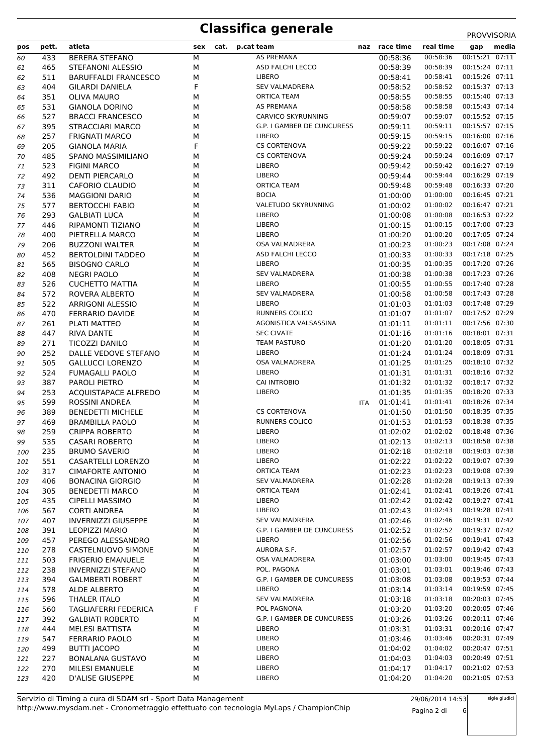# Classifica generale

PROVVISORIA

| pos | pett. | atleta | sex | cat. | p.cat | team | naz | race time | real time | gap | media |
|---|---|---|---|---|---|---|---|---|---|---|---|
| 60 | 433 | BERERA STEFANO | M | | | AS PREMANA | | 00:58:36 | 00:58:36 | 00:15:21 | 07:11 |
| 61 | 465 | STEFANONI ALESSIO | M | | | ASD FALCHI LECCO | | 00:58:39 | 00:58:39 | 00:15:24 | 07:11 |
| 62 | 511 | BARUFFALDI FRANCESCO | M | | | LIBERO | | 00:58:41 | 00:58:41 | 00:15:26 | 07:11 |
| 63 | 404 | GILARDI DANIELA | F | | | SEV VALMADRERA | | 00:58:52 | 00:58:52 | 00:15:37 | 07:13 |
| 64 | 351 | OLIVA MAURO | M | | | ORTICA TEAM | | 00:58:55 | 00:58:55 | 00:15:40 | 07:13 |
| 65 | 531 | GIANOLA DORINO | M | | | AS PREMANA | | 00:58:58 | 00:58:58 | 00:15:43 | 07:14 |
| 66 | 527 | BRACCI FRANCESCO | M | | | CARVICO SKYRUNNING | | 00:59:07 | 00:59:07 | 00:15:52 | 07:15 |
| 67 | 395 | STRACCIARI MARCO | M | | | G.P. I GAMBER DE CUNCURESS | | 00:59:11 | 00:59:11 | 00:15:57 | 07:15 |
| 68 | 257 | FRIGNATI MARCO | M | | | LIBERO | | 00:59:15 | 00:59:15 | 00:16:00 | 07:16 |
| 69 | 205 | GIANOLA MARIA | F | | | CS CORTENOVA | | 00:59:22 | 00:59:22 | 00:16:07 | 07:16 |
| 70 | 485 | SPANO MASSIMILIANO | M | | | CS CORTENOVA | | 00:59:24 | 00:59:24 | 00:16:09 | 07:17 |
| 71 | 523 | FIGINI MARCO | M | | | LIBERO | | 00:59:42 | 00:59:42 | 00:16:27 | 07:19 |
| 72 | 492 | DENTI PIERCARLO | M | | | LIBERO | | 00:59:44 | 00:59:44 | 00:16:29 | 07:19 |
| 73 | 311 | CAFORIO CLAUDIO | M | | | ORTICA TEAM | | 00:59:48 | 00:59:48 | 00:16:33 | 07:20 |
| 74 | 536 | MAGGIONI DARIO | M | | | BOCIA | | 01:00:00 | 01:00:00 | 00:16:45 | 07:21 |
| 75 | 577 | BERTOCCHI FABIO | M | | | VALETUDO SKYRUNNING | | 01:00:02 | 01:00:02 | 00:16:47 | 07:21 |
| 76 | 293 | GALBIATI LUCA | M | | | LIBERO | | 01:00:08 | 01:00:08 | 00:16:53 | 07:22 |
| 77 | 446 | RIPAMONTI TIZIANO | M | | | LIBERO | | 01:00:15 | 01:00:15 | 00:17:00 | 07:23 |
| 78 | 400 | PIETRELLA MARCO | M | | | LIBERO | | 01:00:20 | 01:00:20 | 00:17:05 | 07:24 |
| 79 | 206 | BUZZONI WALTER | M | | | OSA VALMADRERA | | 01:00:23 | 01:00:23 | 00:17:08 | 07:24 |
| 80 | 452 | BERTOLDINI TADDEO | M | | | ASD FALCHI LECCO | | 01:00:33 | 01:00:33 | 00:17:18 | 07:25 |
| 81 | 565 | BISOGNO CARLO | M | | | LIBERO | | 01:00:35 | 01:00:35 | 00:17:20 | 07:26 |
| 82 | 408 | NEGRI PAOLO | M | | | SEV VALMADRERA | | 01:00:38 | 01:00:38 | 00:17:23 | 07:26 |
| 83 | 526 | CUCHETTO MATTIA | M | | | LIBERO | | 01:00:55 | 01:00:55 | 00:17:40 | 07:28 |
| 84 | 572 | ROVERA ALBERTO | M | | | SEV VALMADRERA | | 01:00:58 | 01:00:58 | 00:17:43 | 07:28 |
| 85 | 522 | ARRIGONI ALESSIO | M | | | LIBERO | | 01:01:03 | 01:01:03 | 00:17:48 | 07:29 |
| 86 | 470 | FERRARIO DAVIDE | M | | | RUNNERS COLICO | | 01:01:07 | 01:01:07 | 00:17:52 | 07:29 |
| 87 | 261 | PLATI MATTEO | M | | | AGONISTICA VALSASSINA | | 01:01:11 | 01:01:11 | 00:17:56 | 07:30 |
| 88 | 447 | RIVA DANTE | M | | | SEC CIVATE | | 01:01:16 | 01:01:16 | 00:18:01 | 07:31 |
| 89 | 271 | TICOZZI DANILO | M | | | TEAM PASTURO | | 01:01:20 | 01:01:20 | 00:18:05 | 07:31 |
| 90 | 252 | DALLE VEDOVE STEFANO | M | | | LIBERO | | 01:01:24 | 01:01:24 | 00:18:09 | 07:31 |
| 91 | 505 | GALLUCCI LORENZO | M | | | OSA VALMADRERA | | 01:01:25 | 01:01:25 | 00:18:10 | 07:32 |
| 92 | 524 | FUMAGALLI PAOLO | M | | | LIBERO | | 01:01:31 | 01:01:31 | 00:18:16 | 07:32 |
| 93 | 387 | PAROLI PIETRO | M | | | CAI INTROBIO | | 01:01:32 | 01:01:32 | 00:18:17 | 07:32 |
| 94 | 253 | ACQUISTAPACE ALFREDO | M | | | LIBERO | | 01:01:35 | 01:01:35 | 00:18:20 | 07:33 |
| 95 | 599 | ROSSINI ANDREA | M | | | | ITA | 01:01:41 | 01:01:41 | 00:18:26 | 07:34 |
| 96 | 389 | BENEDETTI MICHELE | M | | | CS CORTENOVA | | 01:01:50 | 01:01:50 | 00:18:35 | 07:35 |
| 97 | 469 | BRAMBILLA PAOLO | M | | | RUNNERS COLICO | | 01:01:53 | 01:01:53 | 00:18:38 | 07:35 |
| 98 | 259 | CRIPPA ROBERTO | M | | | LIBERO | | 01:02:02 | 01:02:02 | 00:18:48 | 07:36 |
| 99 | 535 | CASARI ROBERTO | M | | | LIBERO | | 01:02:13 | 01:02:13 | 00:18:58 | 07:38 |
| 100 | 235 | BRUMO SAVERIO | M | | | LIBERO | | 01:02:18 | 01:02:18 | 00:19:03 | 07:38 |
| 101 | 551 | CASARTELLI LORENZO | M | | | LIBERO | | 01:02:22 | 01:02:22 | 00:19:07 | 07:39 |
| 102 | 317 | CIMAFORTE ANTONIO | M | | | ORTICA TEAM | | 01:02:23 | 01:02:23 | 00:19:08 | 07:39 |
| 103 | 406 | BONACINA GIORGIO | M | | | SEV VALMADRERA | | 01:02:28 | 01:02:28 | 00:19:13 | 07:39 |
| 104 | 305 | BENEDETTI MARCO | M | | | ORTICA TEAM | | 01:02:41 | 01:02:41 | 00:19:26 | 07:41 |
| 105 | 435 | CIPELLI MASSIMO | M | | | LIBERO | | 01:02:42 | 01:02:42 | 00:19:27 | 07:41 |
| 106 | 567 | CORTI ANDREA | M | | | LIBERO | | 01:02:43 | 01:02:43 | 00:19:28 | 07:41 |
| 107 | 407 | INVERNIZZI GIUSEPPE | M | | | SEV VALMADRERA | | 01:02:46 | 01:02:46 | 00:19:31 | 07:42 |
| 108 | 391 | LEOPIZZI MARIO | M | | | G.P. I GAMBER DE CUNCURESS | | 01:02:52 | 01:02:52 | 00:19:37 | 07:42 |
| 109 | 457 | PEREGO ALESSANDRO | M | | | LIBERO | | 01:02:56 | 01:02:56 | 00:19:41 | 07:43 |
| 110 | 278 | CASTELNUOVO SIMONE | M | | | AURORA S.F. | | 01:02:57 | 01:02:57 | 00:19:42 | 07:43 |
| 111 | 503 | FRIGERIO EMANUELE | M | | | OSA VALMADRERA | | 01:03:00 | 01:03:00 | 00:19:45 | 07:43 |
| 112 | 238 | INVERNIZZI STEFANO | M | | | POL. PAGONA | | 01:03:01 | 01:03:01 | 00:19:46 | 07:43 |
| 113 | 394 | GALMBERTI ROBERT | M | | | G.P. I GAMBER DE CUNCURESS | | 01:03:08 | 01:03:08 | 00:19:53 | 07:44 |
| 114 | 578 | ALDE ALBERTO | M | | | LIBERO | | 01:03:14 | 01:03:14 | 00:19:59 | 07:45 |
| 115 | 596 | THALER ITALO | M | | | SEV VALMADRERA | | 01:03:18 | 01:03:18 | 00:20:03 | 07:45 |
| 116 | 560 | TAGLIAFERRI FEDERICA | F | | | POL PAGNONA | | 01:03:20 | 01:03:20 | 00:20:05 | 07:46 |
| 117 | 392 | GALBIATI ROBERTO | M | | | G.P. I GAMBER DE CUNCURESS | | 01:03:26 | 01:03:26 | 00:20:11 | 07:46 |
| 118 | 444 | MELESI BATTISTA | M | | | LIBERO | | 01:03:31 | 01:03:31 | 00:20:16 | 07:47 |
| 119 | 547 | FERRARIO PAOLO | M | | | LIBERO | | 01:03:46 | 01:03:46 | 00:20:31 | 07:49 |
| 120 | 499 | BUTTI JACOPO | M | | | LIBERO | | 01:04:02 | 01:04:02 | 00:20:47 | 07:51 |
| 121 | 227 | BONALANA GUSTAVO | M | | | LIBERO | | 01:04:03 | 01:04:03 | 00:20:49 | 07:51 |
| 122 | 270 | MILESI EMANUELE | M | | | LIBERO | | 01:04:17 | 01:04:17 | 00:21:02 | 07:53 |
| 123 | 420 | D'ALISE GIUSEPPE | M | | | LIBERO | | 01:04:20 | 01:04:20 | 00:21:05 | 07:53 |

Servizio di Timing a cura di SDAM srl - Sport Data Management
http://www.mysdam.net - Cronometraggio effettuato con tecnologia MyLaps / ChampionChip

29/06/2014 14:53

sigle giudici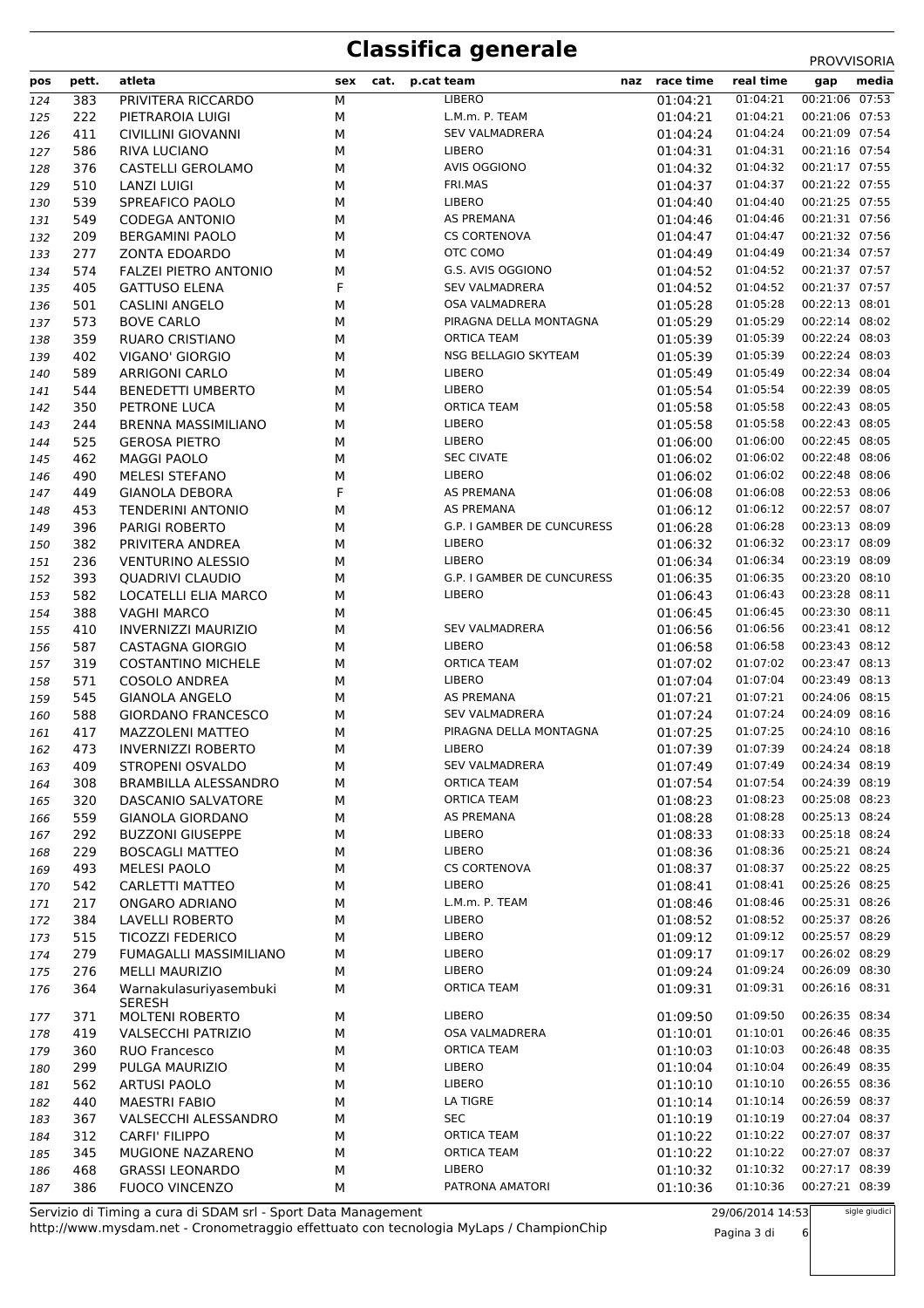# Classifica generale

PROVVISORIA

| pos | pett. | atleta | sex | cat. | p.cat | team | naz | race time | real time | gap | media |
|---|---|---|---|---|---|---|---|---|---|---|---|
| 124 | 383 | PRIVITERA RICCARDO | M | | | LIBERO | | 01:04:21 | 01:04:21 | 00:21:06 | 07:53 |
| 125 | 222 | PIETRAROIA LUIGI | M | | | L.M.m. P. TEAM | | 01:04:21 | 01:04:21 | 00:21:06 | 07:53 |
| 126 | 411 | CIVILLINI GIOVANNI | M | | | SEV VALMADRERA | | 01:04:24 | 01:04:24 | 00:21:09 | 07:54 |
| 127 | 586 | RIVA LUCIANO | M | | | LIBERO | | 01:04:31 | 01:04:31 | 00:21:16 | 07:54 |
| 128 | 376 | CASTELLI GEROLAMO | M | | | AVIS OGGIONO | | 01:04:32 | 01:04:32 | 00:21:17 | 07:55 |
| 129 | 510 | LANZI LUIGI | M | | | FRI.MAS | | 01:04:37 | 01:04:37 | 00:21:22 | 07:55 |
| 130 | 539 | SPREAFICO PAOLO | M | | | LIBERO | | 01:04:40 | 01:04:40 | 00:21:25 | 07:55 |
| 131 | 549 | CODEGA ANTONIO | M | | | AS PREMANA | | 01:04:46 | 01:04:46 | 00:21:31 | 07:56 |
| 132 | 209 | BERGAMINI PAOLO | M | | | CS CORTENOVA | | 01:04:47 | 01:04:47 | 00:21:32 | 07:56 |
| 133 | 277 | ZONTA EDOARDO | M | | | OTC COMO | | 01:04:49 | 01:04:49 | 00:21:34 | 07:57 |
| 134 | 574 | FALZEI PIETRO ANTONIO | M | | | G.S. AVIS OGGIONO | | 01:04:52 | 01:04:52 | 00:21:37 | 07:57 |
| 135 | 405 | GATTUSO ELENA | F | | | SEV VALMADRERA | | 01:04:52 | 01:04:52 | 00:21:37 | 07:57 |
| 136 | 501 | CASLINI ANGELO | M | | | OSA VALMADRERA | | 01:05:28 | 01:05:28 | 00:22:13 | 08:01 |
| 137 | 573 | BOVE CARLO | M | | | PIRAGNA DELLA MONTAGNA | | 01:05:29 | 01:05:29 | 00:22:14 | 08:02 |
| 138 | 359 | RUARO CRISTIANO | M | | | ORTICA TEAM | | 01:05:39 | 01:05:39 | 00:22:24 | 08:03 |
| 139 | 402 | VIGANO' GIORGIO | M | | | NSG BELLAGIO SKYTEAM | | 01:05:39 | 01:05:39 | 00:22:24 | 08:03 |
| 140 | 589 | ARRIGONI CARLO | M | | | LIBERO | | 01:05:49 | 01:05:49 | 00:22:34 | 08:04 |
| 141 | 544 | BENEDETTI UMBERTO | M | | | LIBERO | | 01:05:54 | 01:05:54 | 00:22:39 | 08:05 |
| 142 | 350 | PETRONE LUCA | M | | | ORTICA TEAM | | 01:05:58 | 01:05:58 | 00:22:43 | 08:05 |
| 143 | 244 | BRENNA MASSIMILIANO | M | | | LIBERO | | 01:05:58 | 01:05:58 | 00:22:43 | 08:05 |
| 144 | 525 | GEROSA PIETRO | M | | | LIBERO | | 01:06:00 | 01:06:00 | 00:22:45 | 08:05 |
| 145 | 462 | MAGGI PAOLO | M | | | SEC CIVATE | | 01:06:02 | 01:06:02 | 00:22:48 | 08:06 |
| 146 | 490 | MELESI STEFANO | M | | | LIBERO | | 01:06:02 | 01:06:02 | 00:22:48 | 08:06 |
| 147 | 449 | GIANOLA DEBORA | F | | | AS PREMANA | | 01:06:08 | 01:06:08 | 00:22:53 | 08:06 |
| 148 | 453 | TENDERINI ANTONIO | M | | | AS PREMANA | | 01:06:12 | 01:06:12 | 00:22:57 | 08:07 |
| 149 | 396 | PARIGI ROBERTO | M | | | G.P. I GAMBER DE CUNCURESS | | 01:06:28 | 01:06:28 | 00:23:13 | 08:09 |
| 150 | 382 | PRIVITERA ANDREA | M | | | LIBERO | | 01:06:32 | 01:06:32 | 00:23:17 | 08:09 |
| 151 | 236 | VENTURINO ALESSIO | M | | | LIBERO | | 01:06:34 | 01:06:34 | 00:23:19 | 08:09 |
| 152 | 393 | QUADRIVI CLAUDIO | M | | | G.P. I GAMBER DE CUNCURESS | | 01:06:35 | 01:06:35 | 00:23:20 | 08:10 |
| 153 | 582 | LOCATELLI ELIA MARCO | M | | | LIBERO | | 01:06:43 | 01:06:43 | 00:23:28 | 08:11 |
| 154 | 388 | VAGHI MARCO | M | | | | | 01:06:45 | 01:06:45 | 00:23:30 | 08:11 |
| 155 | 410 | INVERNIZZI MAURIZIO | M | | | SEV VALMADRERA | | 01:06:56 | 01:06:56 | 00:23:41 | 08:12 |
| 156 | 587 | CASTAGNA GIORGIO | M | | | LIBERO | | 01:06:58 | 01:06:58 | 00:23:43 | 08:12 |
| 157 | 319 | COSTANTINO MICHELE | M | | | ORTICA TEAM | | 01:07:02 | 01:07:02 | 00:23:47 | 08:13 |
| 158 | 571 | COSOLO ANDREA | M | | | LIBERO | | 01:07:04 | 01:07:04 | 00:23:49 | 08:13 |
| 159 | 545 | GIANOLA ANGELO | M | | | AS PREMANA | | 01:07:21 | 01:07:21 | 00:24:06 | 08:15 |
| 160 | 588 | GIORDANO FRANCESCO | M | | | SEV VALMADRERA | | 01:07:24 | 01:07:24 | 00:24:09 | 08:16 |
| 161 | 417 | MAZZOLENI MATTEO | M | | | PIRAGNA DELLA MONTAGNA | | 01:07:25 | 01:07:25 | 00:24:10 | 08:16 |
| 162 | 473 | INVERNIZZI ROBERTO | M | | | LIBERO | | 01:07:39 | 01:07:39 | 00:24:24 | 08:18 |
| 163 | 409 | STROPENI OSVALDO | M | | | SEV VALMADRERA | | 01:07:49 | 01:07:49 | 00:24:34 | 08:19 |
| 164 | 308 | BRAMBILLA ALESSANDRO | M | | | ORTICA TEAM | | 01:07:54 | 01:07:54 | 00:24:39 | 08:19 |
| 165 | 320 | DASCANIO SALVATORE | M | | | ORTICA TEAM | | 01:08:23 | 01:08:23 | 00:25:08 | 08:23 |
| 166 | 559 | GIANOLA GIORDANO | M | | | AS PREMANA | | 01:08:28 | 01:08:28 | 00:25:13 | 08:24 |
| 167 | 292 | BUZZONI GIUSEPPE | M | | | LIBERO | | 01:08:33 | 01:08:33 | 00:25:18 | 08:24 |
| 168 | 229 | BOSCAGLI MATTEO | M | | | LIBERO | | 01:08:36 | 01:08:36 | 00:25:21 | 08:24 |
| 169 | 493 | MELESI PAOLO | M | | | CS CORTENOVA | | 01:08:37 | 01:08:37 | 00:25:22 | 08:25 |
| 170 | 542 | CARLETTI MATTEO | M | | | LIBERO | | 01:08:41 | 01:08:41 | 00:25:26 | 08:25 |
| 171 | 217 | ONGARO ADRIANO | M | | | L.M.m. P. TEAM | | 01:08:46 | 01:08:46 | 00:25:31 | 08:26 |
| 172 | 384 | LAVELLI ROBERTO | M | | | LIBERO | | 01:08:52 | 01:08:52 | 00:25:37 | 08:26 |
| 173 | 515 | TICOZZI FEDERICO | M | | | LIBERO | | 01:09:12 | 01:09:12 | 00:25:57 | 08:29 |
| 174 | 279 | FUMAGALLI MASSIMILIANO | M | | | LIBERO | | 01:09:17 | 01:09:17 | 00:26:02 | 08:29 |
| 175 | 276 | MELLI MAURIZIO | M | | | LIBERO | | 01:09:24 | 01:09:24 | 00:26:09 | 08:30 |
| 176 | 364 | Warnakulasuriyasembuki SERESH | M | | | ORTICA TEAM | | 01:09:31 | 01:09:31 | 00:26:16 | 08:31 |
| 177 | 371 | MOLTENI ROBERTO | M | | | LIBERO | | 01:09:50 | 01:09:50 | 00:26:35 | 08:34 |
| 178 | 419 | VALSECCHI PATRIZIO | M | | | OSA VALMADRERA | | 01:10:01 | 01:10:01 | 00:26:46 | 08:35 |
| 179 | 360 | RUO Francesco | M | | | ORTICA TEAM | | 01:10:03 | 01:10:03 | 00:26:48 | 08:35 |
| 180 | 299 | PULGA MAURIZIO | M | | | LIBERO | | 01:10:04 | 01:10:04 | 00:26:49 | 08:35 |
| 181 | 562 | ARTUSI PAOLO | M | | | LIBERO | | 01:10:10 | 01:10:10 | 00:26:55 | 08:36 |
| 182 | 440 | MAESTRI FABIO | M | | | LA TIGRE | | 01:10:14 | 01:10:14 | 00:26:59 | 08:37 |
| 183 | 367 | VALSECCHI ALESSANDRO | M | | | SEC | | 01:10:19 | 01:10:19 | 00:27:04 | 08:37 |
| 184 | 312 | CARFI' FILIPPO | M | | | ORTICA TEAM | | 01:10:22 | 01:10:22 | 00:27:07 | 08:37 |
| 185 | 345 | MUGIONE NAZARENO | M | | | ORTICA TEAM | | 01:10:22 | 01:10:22 | 00:27:07 | 08:37 |
| 186 | 468 | GRASSI LEONARDO | M | | | LIBERO | | 01:10:32 | 01:10:32 | 00:27:17 | 08:39 |
| 187 | 386 | FUOCO VINCENZO | M | | | PATRONA AMATORI | | 01:10:36 | 01:10:36 | 00:27:21 | 08:39 |

Servizio di Timing a cura di SDAM srl - Sport Data Management
http://www.mysdam.net - Cronometraggio effettuato con tecnologia MyLaps / ChampionChip

29/06/2014 14:53

sigle giudici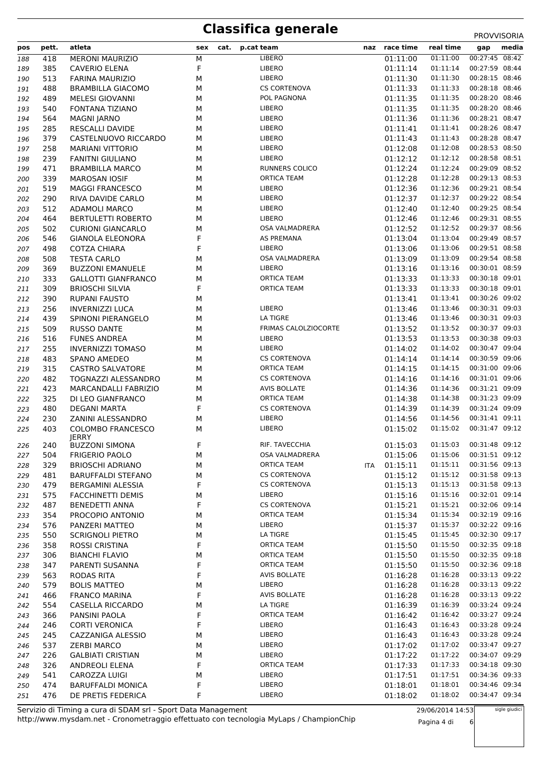# Classifica generale

PROVVISORIA

| pos | pett. | atleta | sex | cat. | p.cat | team | naz | race time | real time | gap | media |
|---|---|---|---|---|---|---|---|---|---|---|---|
| 188 | 418 | MERONI MAURIZIO | M | | | LIBERO | | 01:11:00 | 01:11:00 | 00:27:45 | 08:42 |
| 189 | 385 | CAVERIO ELENA | F | | | LIBERO | | 01:11:14 | 01:11:14 | 00:27:59 | 08:44 |
| 190 | 513 | FARINA MAURIZIO | M | | | LIBERO | | 01:11:30 | 01:11:30 | 00:28:15 | 08:46 |
| 191 | 488 | BRAMBILLA GIACOMO | M | | | CS CORTENOVA | | 01:11:33 | 01:11:33 | 00:28:18 | 08:46 |
| 192 | 489 | MELESI GIOVANNI | M | | | POL PAGNONA | | 01:11:35 | 01:11:35 | 00:28:20 | 08:46 |
| 193 | 540 | FONTANA TIZIANO | M | | | LIBERO | | 01:11:35 | 01:11:35 | 00:28:20 | 08:46 |
| 194 | 564 | MAGNI JARNO | M | | | LIBERO | | 01:11:36 | 01:11:36 | 00:28:21 | 08:47 |
| 195 | 285 | RESCALLI DAVIDE | M | | | LIBERO | | 01:11:41 | 01:11:41 | 00:28:26 | 08:47 |
| 196 | 379 | CASTELNUOVO RICCARDO | M | | | LIBERO | | 01:11:43 | 01:11:43 | 00:28:28 | 08:47 |
| 197 | 258 | MARIANI VITTORIO | M | | | LIBERO | | 01:12:08 | 01:12:08 | 00:28:53 | 08:50 |
| 198 | 239 | FANITNI GIULIANO | M | | | LIBERO | | 01:12:12 | 01:12:12 | 00:28:58 | 08:51 |
| 199 | 471 | BRAMBILLA MARCO | M | | | RUNNERS COLICO | | 01:12:24 | 01:12:24 | 00:29:09 | 08:52 |
| 200 | 339 | MAROSAN IOSIF | M | | | ORTICA TEAM | | 01:12:28 | 01:12:28 | 00:29:13 | 08:53 |
| 201 | 519 | MAGGI FRANCESCO | M | | | LIBERO | | 01:12:36 | 01:12:36 | 00:29:21 | 08:54 |
| 202 | 290 | RIVA DAVIDE CARLO | M | | | LIBERO | | 01:12:37 | 01:12:37 | 00:29:22 | 08:54 |
| 203 | 512 | ADAMOLI MARCO | M | | | LIBERO | | 01:12:40 | 01:12:40 | 00:29:25 | 08:54 |
| 204 | 464 | BERTULETTI ROBERTO | M | | | LIBERO | | 01:12:46 | 01:12:46 | 00:29:31 | 08:55 |
| 205 | 502 | CURIONI GIANCARLO | M | | | OSA VALMADRERA | | 01:12:52 | 01:12:52 | 00:29:37 | 08:56 |
| 206 | 546 | GIANOLA ELEONORA | F | | | AS PREMANA | | 01:13:04 | 01:13:04 | 00:29:49 | 08:57 |
| 207 | 498 | COTZA CHIARA | F | | | LIBERO | | 01:13:06 | 01:13:06 | 00:29:51 | 08:58 |
| 208 | 508 | TESTA CARLO | M | | | OSA VALMADRERA | | 01:13:09 | 01:13:09 | 00:29:54 | 08:58 |
| 209 | 369 | BUZZONI EMANUELE | M | | | LIBERO | | 01:13:16 | 01:13:16 | 00:30:01 | 08:59 |
| 210 | 333 | GALLOTTI GIANFRANCO | M | | | ORTICA TEAM | | 01:13:33 | 01:13:33 | 00:30:18 | 09:01 |
| 211 | 309 | BRIOSCHI SILVIA | F | | | ORTICA TEAM | | 01:13:33 | 01:13:33 | 00:30:18 | 09:01 |
| 212 | 390 | RUPANI FAUSTO | M | | | | | 01:13:41 | 01:13:41 | 00:30:26 | 09:02 |
| 213 | 256 | INVERNIZZI LUCA | M | | | LIBERO | | 01:13:46 | 01:13:46 | 00:30:31 | 09:03 |
| 214 | 439 | SPINONI PIERANGELO | M | | | LA TIGRE | | 01:13:46 | 01:13:46 | 00:30:31 | 09:03 |
| 215 | 509 | RUSSO DANTE | M | | | FRIMAS CALOLZIOCORTE | | 01:13:52 | 01:13:52 | 00:30:37 | 09:03 |
| 216 | 516 | FUNES ANDREA | M | | | LIBERO | | 01:13:53 | 01:13:53 | 00:30:38 | 09:03 |
| 217 | 255 | INVERNIZZI TOMASO | M | | | LIBERO | | 01:14:02 | 01:14:02 | 00:30:47 | 09:04 |
| 218 | 483 | SPANO AMEDEO | M | | | CS CORTENOVA | | 01:14:14 | 01:14:14 | 00:30:59 | 09:06 |
| 219 | 315 | CASTRO SALVATORE | M | | | ORTICA TEAM | | 01:14:15 | 01:14:15 | 00:31:00 | 09:06 |
| 220 | 482 | TOGNAZZI ALESSANDRO | M | | | CS CORTENOVA | | 01:14:16 | 01:14:16 | 00:31:01 | 09:06 |
| 221 | 423 | MARCANDALLI FABRIZIO | M | | | AVIS BOLLATE | | 01:14:36 | 01:14:36 | 00:31:21 | 09:09 |
| 222 | 325 | DI LEO GIANFRANCO | M | | | ORTICA TEAM | | 01:14:38 | 01:14:38 | 00:31:23 | 09:09 |
| 223 | 480 | DEGANI MARTA | F | | | CS CORTENOVA | | 01:14:39 | 01:14:39 | 00:31:24 | 09:09 |
| 224 | 230 | ZANINI ALESSANDRO | M | | | LIBERO | | 01:14:56 | 01:14:56 | 00:31:41 | 09:11 |
| 225 | 403 | COLOMBO FRANCESCO JERRY | M | | | LIBERO | | 01:15:02 | 01:15:02 | 00:31:47 | 09:12 |
| 226 | 240 | BUZZONI SIMONA | F | | | RIF. TAVECCHIA | | 01:15:03 | 01:15:03 | 00:31:48 | 09:12 |
| 227 | 504 | FRIGERIO PAOLO | M | | | OSA VALMADRERA | | 01:15:06 | 01:15:06 | 00:31:51 | 09:12 |
| 228 | 329 | BRIOSCHI ADRIANO | M | | | ORTICA TEAM | ITA | 01:15:11 | 01:15:11 | 00:31:56 | 09:13 |
| 229 | 481 | BARUFFALDI STEFANO | M | | | CS CORTENOVA | | 01:15:12 | 01:15:12 | 00:31:58 | 09:13 |
| 230 | 479 | BERGAMINI ALESSIA | F | | | CS CORTENOVA | | 01:15:13 | 01:15:13 | 00:31:58 | 09:13 |
| 231 | 575 | FACCHINETTI DEMIS | M | | | LIBERO | | 01:15:16 | 01:15:16 | 00:32:01 | 09:14 |
| 232 | 487 | BENEDETTI ANNA | F | | | CS CORTENOVA | | 01:15:21 | 01:15:21 | 00:32:06 | 09:14 |
| 233 | 354 | PROCOPIO ANTONIO | M | | | ORTICA TEAM | | 01:15:34 | 01:15:34 | 00:32:19 | 09:16 |
| 234 | 576 | PANZERI MATTEO | M | | | LIBERO | | 01:15:37 | 01:15:37 | 00:32:22 | 09:16 |
| 235 | 550 | SCRIGNOLI PIETRO | M | | | LA TIGRE | | 01:15:45 | 01:15:45 | 00:32:30 | 09:17 |
| 236 | 358 | ROSSI CRISTINA | F | | | ORTICA TEAM | | 01:15:50 | 01:15:50 | 00:32:35 | 09:18 |
| 237 | 306 | BIANCHI FLAVIO | M | | | ORTICA TEAM | | 01:15:50 | 01:15:50 | 00:32:35 | 09:18 |
| 238 | 347 | PARENTI SUSANNA | F | | | ORTICA TEAM | | 01:15:50 | 01:15:50 | 00:32:36 | 09:18 |
| 239 | 563 | RODAS RITA | F | | | AVIS BOLLATE | | 01:16:28 | 01:16:28 | 00:33:13 | 09:22 |
| 240 | 579 | BOLIS MATTEO | M | | | LIBERO | | 01:16:28 | 01:16:28 | 00:33:13 | 09:22 |
| 241 | 466 | FRANCO MARINA | F | | | AVIS BOLLATE | | 01:16:28 | 01:16:28 | 00:33:13 | 09:22 |
| 242 | 554 | CASELLA RICCARDO | M | | | LA TIGRE | | 01:16:39 | 01:16:39 | 00:33:24 | 09:24 |
| 243 | 366 | PANSINI PAOLA | F | | | ORTICA TEAM | | 01:16:42 | 01:16:42 | 00:33:27 | 09:24 |
| 244 | 246 | CORTI VERONICA | F | | | LIBERO | | 01:16:43 | 01:16:43 | 00:33:28 | 09:24 |
| 245 | 245 | CAZZANIGA ALESSIO | M | | | LIBERO | | 01:16:43 | 01:16:43 | 00:33:28 | 09:24 |
| 246 | 537 | ZERBI MARCO | M | | | LIBERO | | 01:17:02 | 01:17:02 | 00:33:47 | 09:27 |
| 247 | 226 | GALBIATI CRISTIAN | M | | | LIBERO | | 01:17:22 | 01:17:22 | 00:34:07 | 09:29 |
| 248 | 326 | ANDREOLI ELENA | F | | | ORTICA TEAM | | 01:17:33 | 01:17:33 | 00:34:18 | 09:30 |
| 249 | 541 | CAROZZA LUIGI | M | | | LIBERO | | 01:17:51 | 01:17:51 | 00:34:36 | 09:33 |
| 250 | 474 | BARUFFALDI MONICA | F | | | LIBERO | | 01:18:01 | 01:18:01 | 00:34:46 | 09:34 |
| 251 | 476 | DE PRETIS FEDERICA | F | | | LIBERO | | 01:18:02 | 01:18:02 | 00:34:47 | 09:34 |

Servizio di Timing a cura di SDAM srl - Sport Data Management
http://www.mysdam.net - Cronometraggio effettuato con tecnologia MyLaps / ChampionChip

29/06/2014 14:53

sigle giudici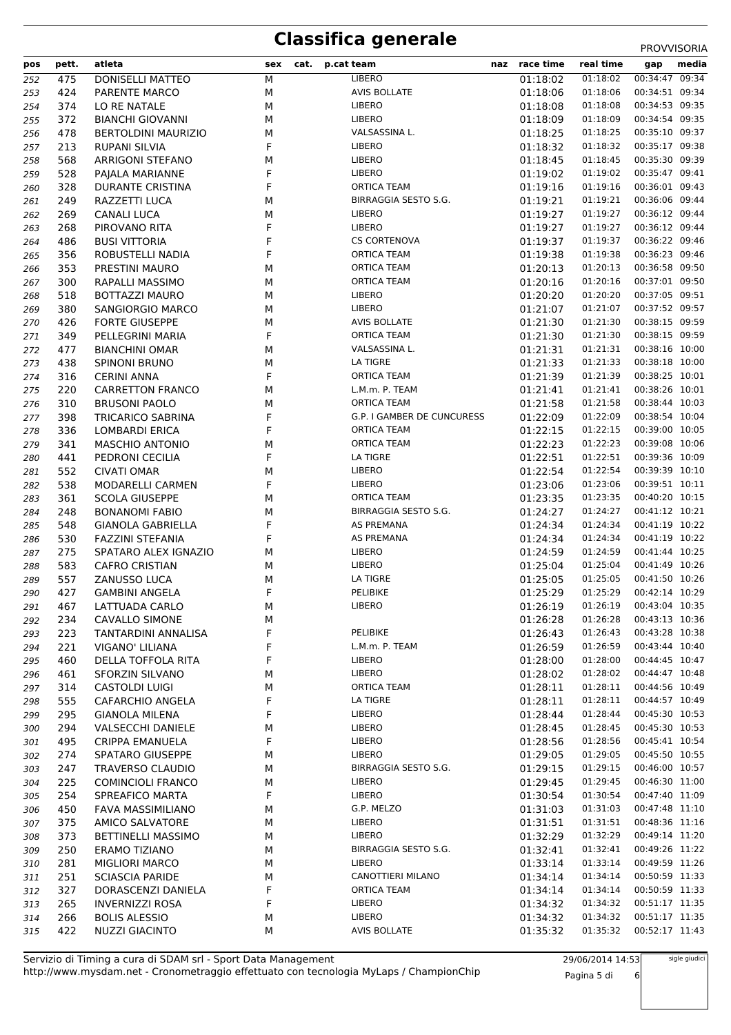# Classifica generale

PROVVISORIA

| pos | pett. | atleta | sex | cat. | p.cat | team | naz | race time | real time | gap | media |
|---|---|---|---|---|---|---|---|---|---|---|---|
| 252 | 475 | DONISELLI MATTEO | M | | | LIBERO | | 01:18:02 | 01:18:02 | 00:34:47 | 09:34 |
| 253 | 424 | PARENTE MARCO | M | | | AVIS BOLLATE | | 01:18:06 | 01:18:06 | 00:34:51 | 09:34 |
| 254 | 374 | LO RE NATALE | M | | | LIBERO | | 01:18:08 | 01:18:08 | 00:34:53 | 09:35 |
| 255 | 372 | BIANCHI GIOVANNI | M | | | LIBERO | | 01:18:09 | 01:18:09 | 00:34:54 | 09:35 |
| 256 | 478 | BERTOLDINI MAURIZIO | M | | | VALSASSINA L. | | 01:18:25 | 01:18:25 | 00:35:10 | 09:37 |
| 257 | 213 | RUPANI SILVIA | F | | | LIBERO | | 01:18:32 | 01:18:32 | 00:35:17 | 09:38 |
| 258 | 568 | ARRIGONI STEFANO | M | | | LIBERO | | 01:18:45 | 01:18:45 | 00:35:30 | 09:39 |
| 259 | 528 | PAJALA MARIANNE | F | | | LIBERO | | 01:19:02 | 01:19:02 | 00:35:47 | 09:41 |
| 260 | 328 | DURANTE CRISTINA | F | | | ORTICA TEAM | | 01:19:16 | 01:19:16 | 00:36:01 | 09:43 |
| 261 | 249 | RAZZETTI LUCA | M | | | BIRRAGGIA SESTO S.G. | | 01:19:21 | 01:19:21 | 00:36:06 | 09:44 |
| 262 | 269 | CANALI LUCA | M | | | LIBERO | | 01:19:27 | 01:19:27 | 00:36:12 | 09:44 |
| 263 | 268 | PIROVANO RITA | F | | | LIBERO | | 01:19:27 | 01:19:27 | 00:36:12 | 09:44 |
| 264 | 486 | BUSI VITTORIA | F | | | CS CORTENOVA | | 01:19:37 | 01:19:37 | 00:36:22 | 09:46 |
| 265 | 356 | ROBUSTELLI NADIA | F | | | ORTICA TEAM | | 01:19:38 | 01:19:38 | 00:36:23 | 09:46 |
| 266 | 353 | PRESTINI MAURO | M | | | ORTICA TEAM | | 01:20:13 | 01:20:13 | 00:36:58 | 09:50 |
| 267 | 300 | RAPALLI MASSIMO | M | | | ORTICA TEAM | | 01:20:16 | 01:20:16 | 00:37:01 | 09:50 |
| 268 | 518 | BOTTAZZI MAURO | M | | | LIBERO | | 01:20:20 | 01:20:20 | 00:37:05 | 09:51 |
| 269 | 380 | SANGIORGIO MARCO | M | | | LIBERO | | 01:21:07 | 01:21:07 | 00:37:52 | 09:57 |
| 270 | 426 | FORTE GIUSEPPE | M | | | AVIS BOLLATE | | 01:21:30 | 01:21:30 | 00:38:15 | 09:59 |
| 271 | 349 | PELLEGRINI MARIA | F | | | ORTICA TEAM | | 01:21:30 | 01:21:30 | 00:38:15 | 09:59 |
| 272 | 477 | BIANCHINI OMAR | M | | | VALSASSINA L. | | 01:21:31 | 01:21:31 | 00:38:16 | 10:00 |
| 273 | 438 | SPINONI BRUNO | M | | | LA TIGRE | | 01:21:33 | 01:21:33 | 00:38:18 | 10:00 |
| 274 | 316 | CERINI ANNA | F | | | ORTICA TEAM | | 01:21:39 | 01:21:39 | 00:38:25 | 10:01 |
| 275 | 220 | CARRETTON FRANCO | M | | | L.M.m. P. TEAM | | 01:21:41 | 01:21:41 | 00:38:26 | 10:01 |
| 276 | 310 | BRUSONI PAOLO | M | | | ORTICA TEAM | | 01:21:58 | 01:21:58 | 00:38:44 | 10:03 |
| 277 | 398 | TRICARICO SABRINA | F | | | G.P. I GAMBER DE CUNCURESS | | 01:22:09 | 01:22:09 | 00:38:54 | 10:04 |
| 278 | 336 | LOMBARDI ERICA | F | | | ORTICA TEAM | | 01:22:15 | 01:22:15 | 00:39:00 | 10:05 |
| 279 | 341 | MASCHIO ANTONIO | M | | | ORTICA TEAM | | 01:22:23 | 01:22:23 | 00:39:08 | 10:06 |
| 280 | 441 | PEDRONI CECILIA | F | | | LA TIGRE | | 01:22:51 | 01:22:51 | 00:39:36 | 10:09 |
| 281 | 552 | CIVATI OMAR | M | | | LIBERO | | 01:22:54 | 01:22:54 | 00:39:39 | 10:10 |
| 282 | 538 | MODARELLI CARMEN | F | | | LIBERO | | 01:23:06 | 01:23:06 | 00:39:51 | 10:11 |
| 283 | 361 | SCOLA GIUSEPPE | M | | | ORTICA TEAM | | 01:23:35 | 01:23:35 | 00:40:20 | 10:15 |
| 284 | 248 | BONANOMI FABIO | M | | | BIRRAGGIA SESTO S.G. | | 01:24:27 | 01:24:27 | 00:41:12 | 10:21 |
| 285 | 548 | GIANOLA GABRIELLA | F | | | AS PREMANA | | 01:24:34 | 01:24:34 | 00:41:19 | 10:22 |
| 286 | 530 | FAZZINI STEFANIA | F | | | AS PREMANA | | 01:24:34 | 01:24:34 | 00:41:19 | 10:22 |
| 287 | 275 | SPATARO ALEX IGNAZIO | M | | | LIBERO | | 01:24:59 | 01:24:59 | 00:41:44 | 10:25 |
| 288 | 583 | CAFRO CRISTIAN | M | | | LIBERO | | 01:25:04 | 01:25:04 | 00:41:49 | 10:26 |
| 289 | 557 | ZANUSSO LUCA | M | | | LA TIGRE | | 01:25:05 | 01:25:05 | 00:41:50 | 10:26 |
| 290 | 427 | GAMBINI ANGELA | F | | | PELIBIKE | | 01:25:29 | 01:25:29 | 00:42:14 | 10:29 |
| 291 | 467 | LATTUADA CARLO | M | | | LIBERO | | 01:26:19 | 01:26:19 | 00:43:04 | 10:35 |
| 292 | 234 | CAVALLO SIMONE | M | | | | | 01:26:28 | 01:26:28 | 00:43:13 | 10:36 |
| 293 | 223 | TANTARDINI ANNALISA | F | | | PELIBIKE | | 01:26:43 | 01:26:43 | 00:43:28 | 10:38 |
| 294 | 221 | VIGANO' LILIANA | F | | | L.M.m. P. TEAM | | 01:26:59 | 01:26:59 | 00:43:44 | 10:40 |
| 295 | 460 | DELLA TOFFOLA RITA | F | | | LIBERO | | 01:28:00 | 01:28:00 | 00:44:45 | 10:47 |
| 296 | 461 | SFORZIN SILVANO | M | | | LIBERO | | 01:28:02 | 01:28:02 | 00:44:47 | 10:48 |
| 297 | 314 | CASTOLDI LUIGI | M | | | ORTICA TEAM | | 01:28:11 | 01:28:11 | 00:44:56 | 10:49 |
| 298 | 555 | CAFARCHIO ANGELA | F | | | LA TIGRE | | 01:28:11 | 01:28:11 | 00:44:57 | 10:49 |
| 299 | 295 | GIANOLA MILENA | F | | | LIBERO | | 01:28:44 | 01:28:44 | 00:45:30 | 10:53 |
| 300 | 294 | VALSECCHI DANIELE | M | | | LIBERO | | 01:28:45 | 01:28:45 | 00:45:30 | 10:53 |
| 301 | 495 | CRIPPA EMANUELA | F | | | LIBERO | | 01:28:56 | 01:28:56 | 00:45:41 | 10:54 |
| 302 | 274 | SPATARO GIUSEPPE | M | | | LIBERO | | 01:29:05 | 01:29:05 | 00:45:50 | 10:55 |
| 303 | 247 | TRAVERSO CLAUDIO | M | | | BIRRAGGIA SESTO S.G. | | 01:29:15 | 01:29:15 | 00:46:00 | 10:57 |
| 304 | 225 | COMINCIOLI FRANCO | M | | | LIBERO | | 01:29:45 | 01:29:45 | 00:46:30 | 11:00 |
| 305 | 254 | SPREAFICO MARTA | F | | | LIBERO | | 01:30:54 | 01:30:54 | 00:47:40 | 11:09 |
| 306 | 450 | FAVA MASSIMILIANO | M | | | G.P. MELZO | | 01:31:03 | 01:31:03 | 00:47:48 | 11:10 |
| 307 | 375 | AMICO SALVATORE | M | | | LIBERO | | 01:31:51 | 01:31:51 | 00:48:36 | 11:16 |
| 308 | 373 | BETTINELLI MASSIMO | M | | | LIBERO | | 01:32:29 | 01:32:29 | 00:49:14 | 11:20 |
| 309 | 250 | ERAMO TIZIANO | M | | | BIRRAGGIA SESTO S.G. | | 01:32:41 | 01:32:41 | 00:49:26 | 11:22 |
| 310 | 281 | MIGLIORI MARCO | M | | | LIBERO | | 01:33:14 | 01:33:14 | 00:49:59 | 11:26 |
| 311 | 251 | SCIASCIA PARIDE | M | | | CANOTTIERI MILANO | | 01:34:14 | 01:34:14 | 00:50:59 | 11:33 |
| 312 | 327 | DORASCENZI DANIELA | F | | | ORTICA TEAM | | 01:34:14 | 01:34:14 | 00:50:59 | 11:33 |
| 313 | 265 | INVERNIZZI ROSA | F | | | LIBERO | | 01:34:32 | 01:34:32 | 00:51:17 | 11:35 |
| 314 | 266 | BOLIS ALESSIO | M | | | LIBERO | | 01:34:32 | 01:34:32 | 00:51:17 | 11:35 |
| 315 | 422 | NUZZI GIACINTO | M | | | AVIS BOLLATE | | 01:35:32 | 01:35:32 | 00:52:17 | 11:43 |

Servizio di Timing a cura di SDAM srl - Sport Data Management
http://www.mysdam.net - Cronometraggio effettuato con tecnologia MyLaps / ChampionChip

29/06/2014 14:53

sigle giudici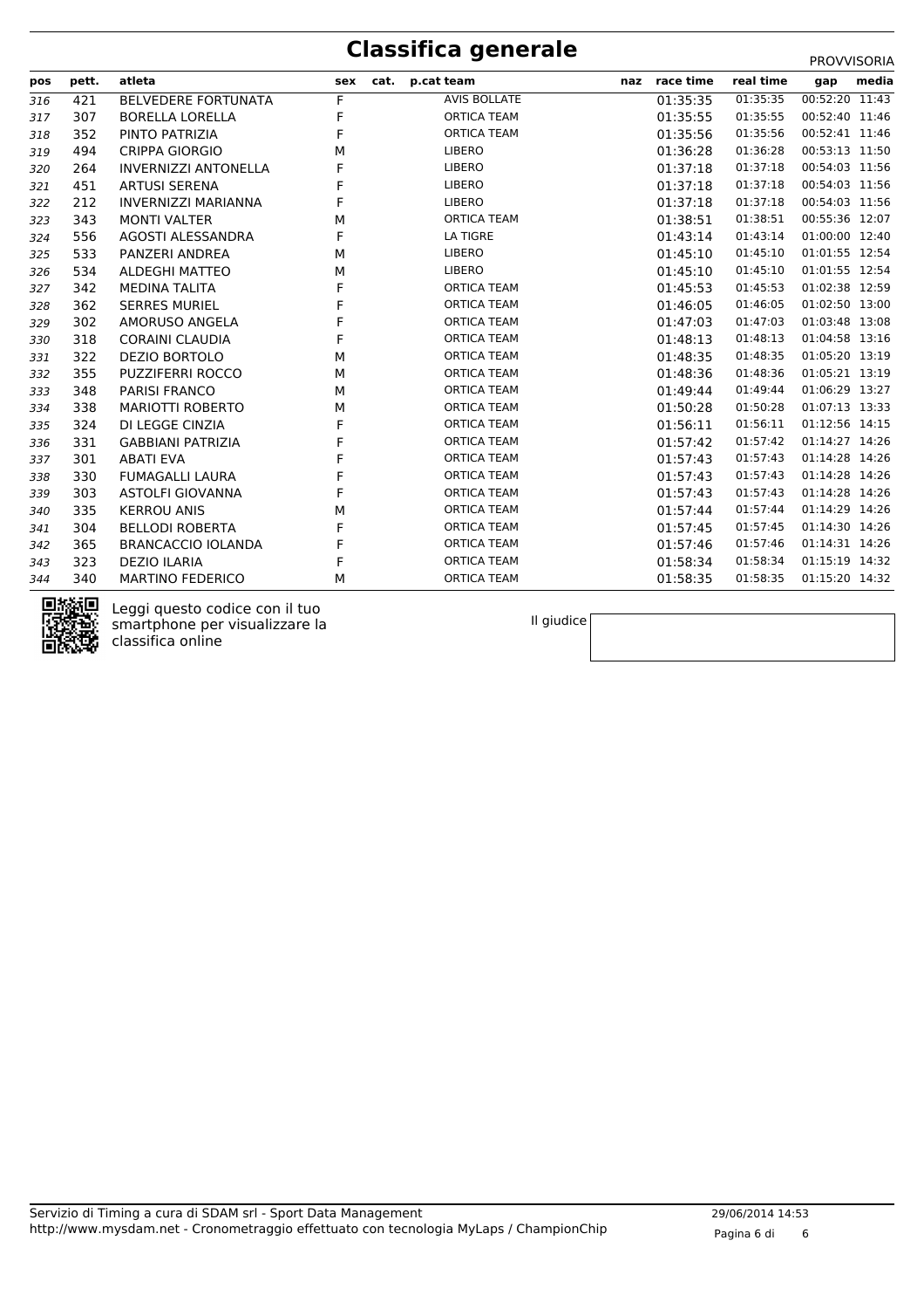# Classifica generale

PROVVISORIA

| pos | pett. | atleta | sex | cat. | p.cat | team | naz | race time | real time | gap | media |
|---|---|---|---|---|---|---|---|---|---|---|---|
| 316 | 421 | BELVEDERE FORTUNATA | F | | | AVIS BOLLATE | | 01:35:35 | 01:35:35 | 00:52:20 | 11:43 |
| 317 | 307 | BORELLA LORELLA | F | | | ORTICA TEAM | | 01:35:55 | 01:35:55 | 00:52:40 | 11:46 |
| 318 | 352 | PINTO PATRIZIA | F | | | ORTICA TEAM | | 01:35:56 | 01:35:56 | 00:52:41 | 11:46 |
| 319 | 494 | CRIPPA GIORGIO | M | | | LIBERO | | 01:36:28 | 01:36:28 | 00:53:13 | 11:50 |
| 320 | 264 | INVERNIZZI ANTONELLA | F | | | LIBERO | | 01:37:18 | 01:37:18 | 00:54:03 | 11:56 |
| 321 | 451 | ARTUSI SERENA | F | | | LIBERO | | 01:37:18 | 01:37:18 | 00:54:03 | 11:56 |
| 322 | 212 | INVERNIZZI MARIANNA | F | | | LIBERO | | 01:37:18 | 01:37:18 | 00:54:03 | 11:56 |
| 323 | 343 | MONTI VALTER | M | | | ORTICA TEAM | | 01:38:51 | 01:38:51 | 00:55:36 | 12:07 |
| 324 | 556 | AGOSTI ALESSANDRA | F | | | LA TIGRE | | 01:43:14 | 01:43:14 | 01:00:00 | 12:40 |
| 325 | 533 | PANZERI ANDREA | M | | | LIBERO | | 01:45:10 | 01:45:10 | 01:01:55 | 12:54 |
| 326 | 534 | ALDEGHI MATTEO | M | | | LIBERO | | 01:45:10 | 01:45:10 | 01:01:55 | 12:54 |
| 327 | 342 | MEDINA TALITA | F | | | ORTICA TEAM | | 01:45:53 | 01:45:53 | 01:02:38 | 12:59 |
| 328 | 362 | SERRES MURIEL | F | | | ORTICA TEAM | | 01:46:05 | 01:46:05 | 01:02:50 | 13:00 |
| 329 | 302 | AMORUSO ANGELA | F | | | ORTICA TEAM | | 01:47:03 | 01:47:03 | 01:03:48 | 13:08 |
| 330 | 318 | CORAINI CLAUDIA | F | | | ORTICA TEAM | | 01:48:13 | 01:48:13 | 01:04:58 | 13:16 |
| 331 | 322 | DEZIO BORTOLO | M | | | ORTICA TEAM | | 01:48:35 | 01:48:35 | 01:05:20 | 13:19 |
| 332 | 355 | PUZZIFERRI ROCCO | M | | | ORTICA TEAM | | 01:48:36 | 01:48:36 | 01:05:21 | 13:19 |
| 333 | 348 | PARISI FRANCO | M | | | ORTICA TEAM | | 01:49:44 | 01:49:44 | 01:06:29 | 13:27 |
| 334 | 338 | MARIOTTI ROBERTO | M | | | ORTICA TEAM | | 01:50:28 | 01:50:28 | 01:07:13 | 13:33 |
| 335 | 324 | DI LEGGE CINZIA | F | | | ORTICA TEAM | | 01:56:11 | 01:56:11 | 01:12:56 | 14:15 |
| 336 | 331 | GABBIANI PATRIZIA | F | | | ORTICA TEAM | | 01:57:42 | 01:57:42 | 01:14:27 | 14:26 |
| 337 | 301 | ABATI EVA | F | | | ORTICA TEAM | | 01:57:43 | 01:57:43 | 01:14:28 | 14:26 |
| 338 | 330 | FUMAGALLI LAURA | F | | | ORTICA TEAM | | 01:57:43 | 01:57:43 | 01:14:28 | 14:26 |
| 339 | 303 | ASTOLFI GIOVANNA | F | | | ORTICA TEAM | | 01:57:43 | 01:57:43 | 01:14:28 | 14:26 |
| 340 | 335 | KERROU ANIS | M | | | ORTICA TEAM | | 01:57:44 | 01:57:44 | 01:14:29 | 14:26 |
| 341 | 304 | BELLODI ROBERTA | F | | | ORTICA TEAM | | 01:57:45 | 01:57:45 | 01:14:30 | 14:26 |
| 342 | 365 | BRANCACCIO IOLANDA | F | | | ORTICA TEAM | | 01:57:46 | 01:57:46 | 01:14:31 | 14:26 |
| 343 | 323 | DEZIO ILARIA | F | | | ORTICA TEAM | | 01:58:34 | 01:58:34 | 01:15:19 | 14:32 |
| 344 | 340 | MARTINO FEDERICO | M | | | ORTICA TEAM | | 01:58:35 | 01:58:35 | 01:15:20 | 14:32 |

Leggi questo codice con il tuo smartphone per visualizzare la classifica online

Il giudice

Servizio di Timing a cura di SDAM srl - Sport Data Management
http://www.mysdam.net - Cronometraggio effettuato con tecnologia MyLaps / ChampionChip

29/06/2014 14:53